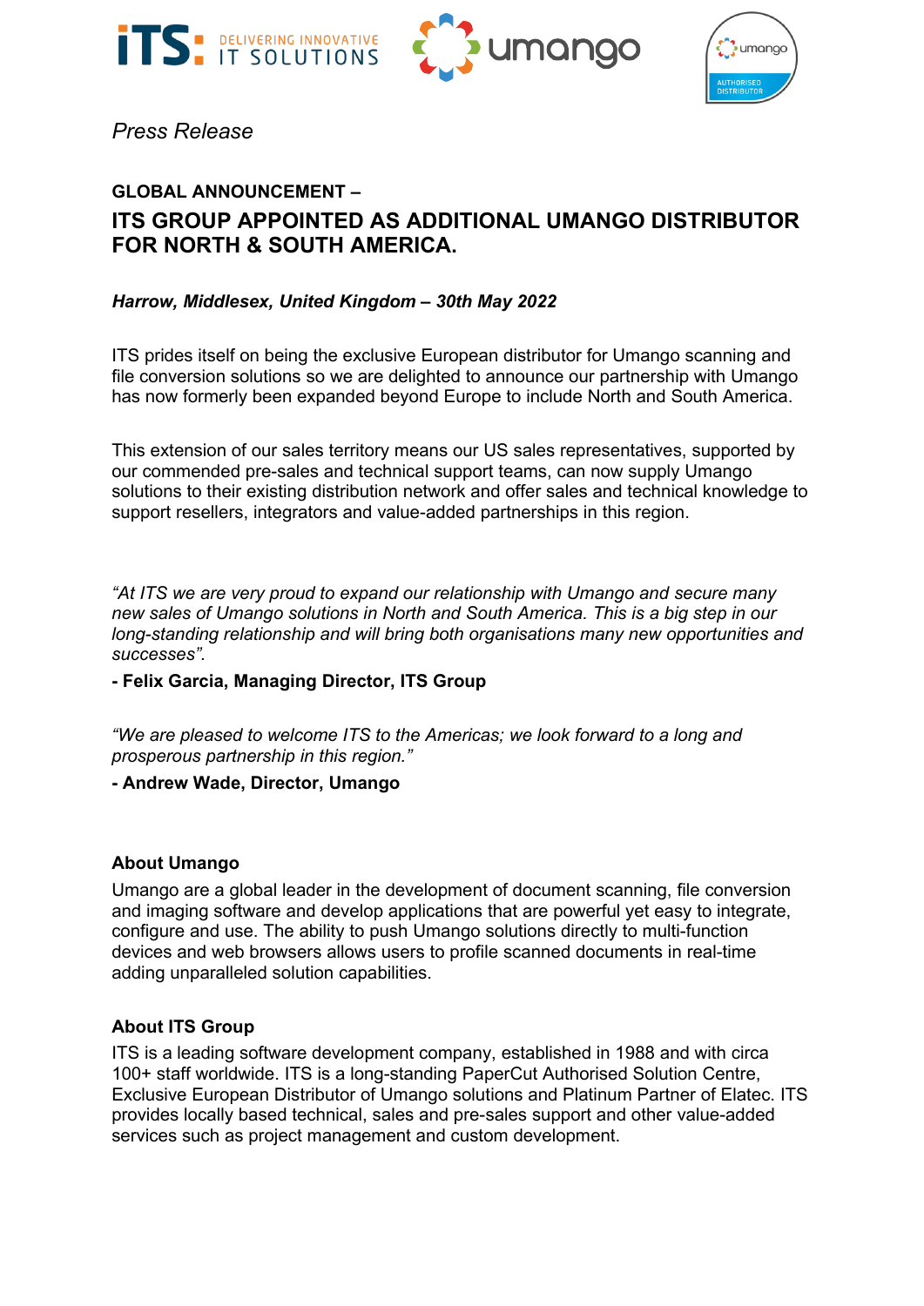*Press Release*

**GLOBAL ANNOUNCEMENT –**

# ITS GROUP APPOINTED AS ADDITIONAL UMANGO DISTRIBUTOR FOR NORTH & SOUTH AMERICA.

***Harrow, Middlesex, United Kingdom – 30th May 2022***

ITS prides itself on being the exclusive European distributor for Umango scanning and file conversion solutions so we are delighted to announce our partnership with Umango has now formerly been expanded beyond Europe to include North and South America.

This extension of our sales territory means our US sales representatives, supported by our commended pre-sales and technical support teams, can now supply Umango solutions to their existing distribution network and offer sales and technical knowledge to support resellers, integrators and value-added partnerships in this region.

*"At ITS we are very proud to expand our relationship with Umango and secure many new sales of Umango solutions in North and South America. This is a big step in our long-standing relationship and will bring both organisations many new opportunities and successes".*

**- Felix Garcia, Managing Director, ITS Group**

*"We are pleased to welcome ITS to the Americas; we look forward to a long and prosperous partnership in this region."*

**- Andrew Wade, Director, Umango**

## About Umango

Umango are a global leader in the development of document scanning, file conversion and imaging software and develop applications that are powerful yet easy to integrate, configure and use. The ability to push Umango solutions directly to multi-function devices and web browsers allows users to profile scanned documents in real-time adding unparalleled solution capabilities.

## About ITS Group

ITS is a leading software development company, established in 1988 and with circa 100+ staff worldwide. ITS is a long-standing PaperCut Authorised Solution Centre, Exclusive European Distributor of Umango solutions and Platinum Partner of Elatec. ITS provides locally based technical, sales and pre-sales support and other value-added services such as project management and custom development.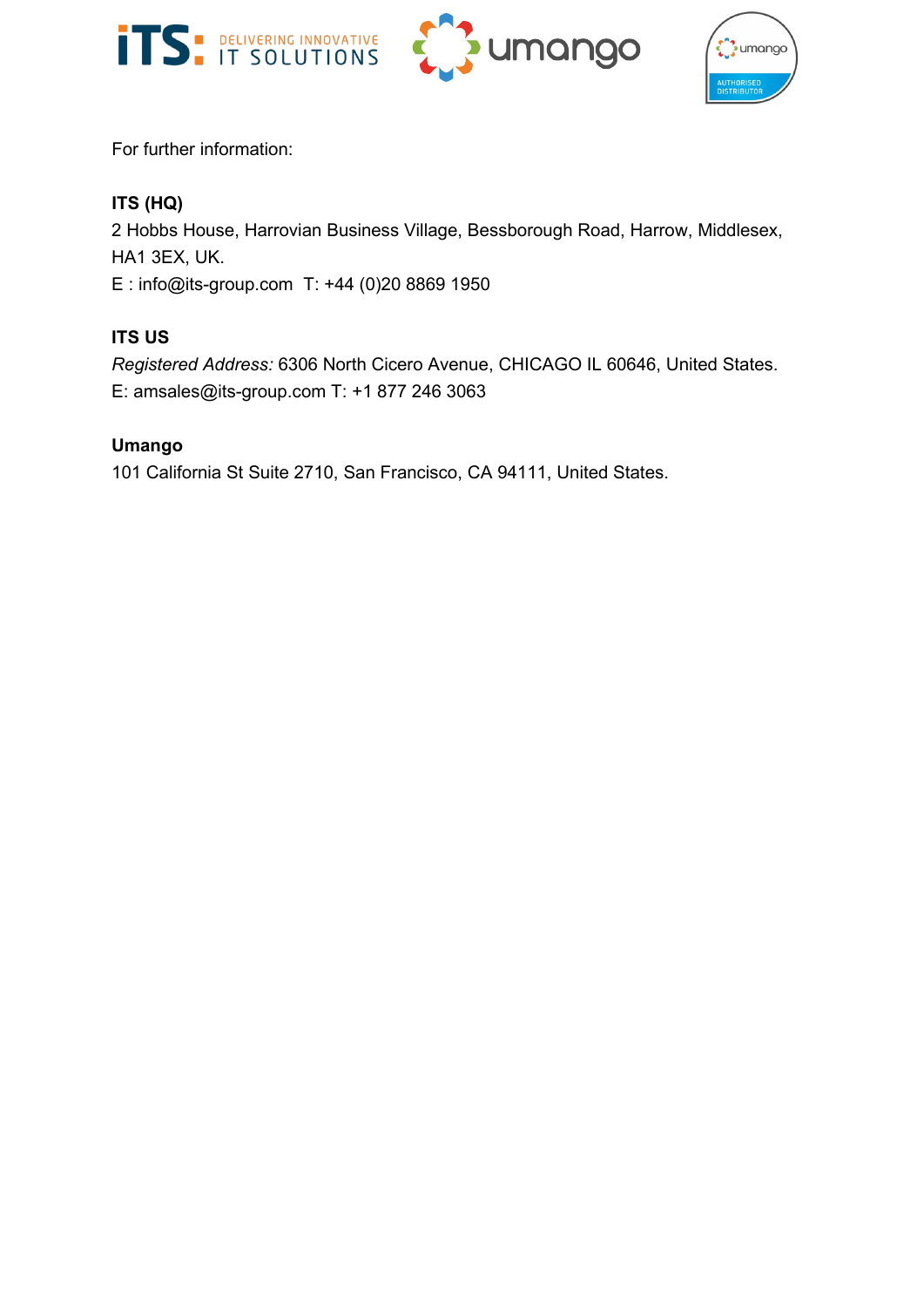For further information:

**ITS (HQ)**
2 Hobbs House, Harrovian Business Village, Bessborough Road, Harrow, Middlesex, HA1 3EX, UK.
E : info@its-group.com  T: +44 (0)20 8869 1950

**ITS US**
*Registered Address:* 6306 North Cicero Avenue, CHICAGO IL 60646, United States.
E: amsales@its-group.com T: +1 877 246 3063

**Umango**
101 California St Suite 2710, San Francisco, CA 94111, United States.